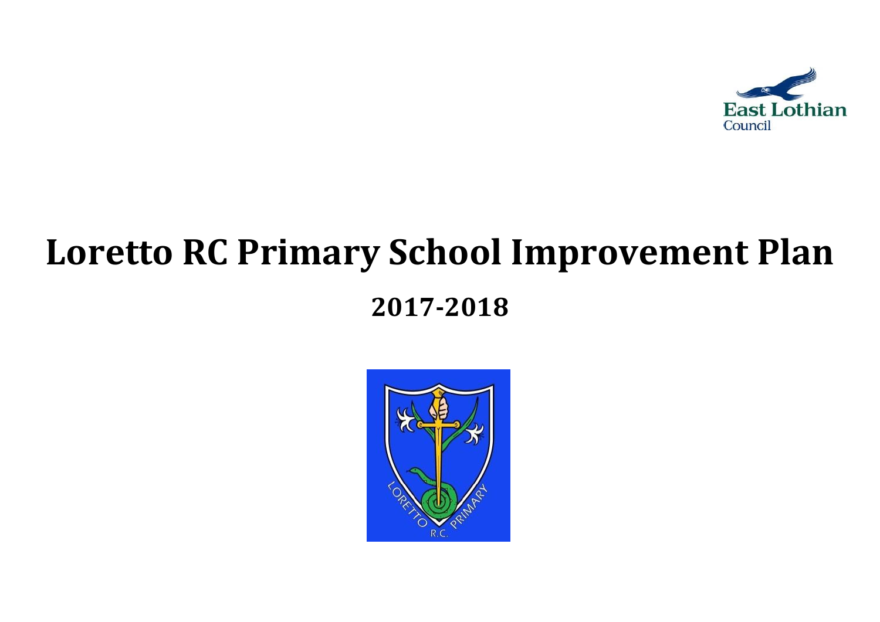# Loretto RC Primary School Improvement Plan

## 2017-2018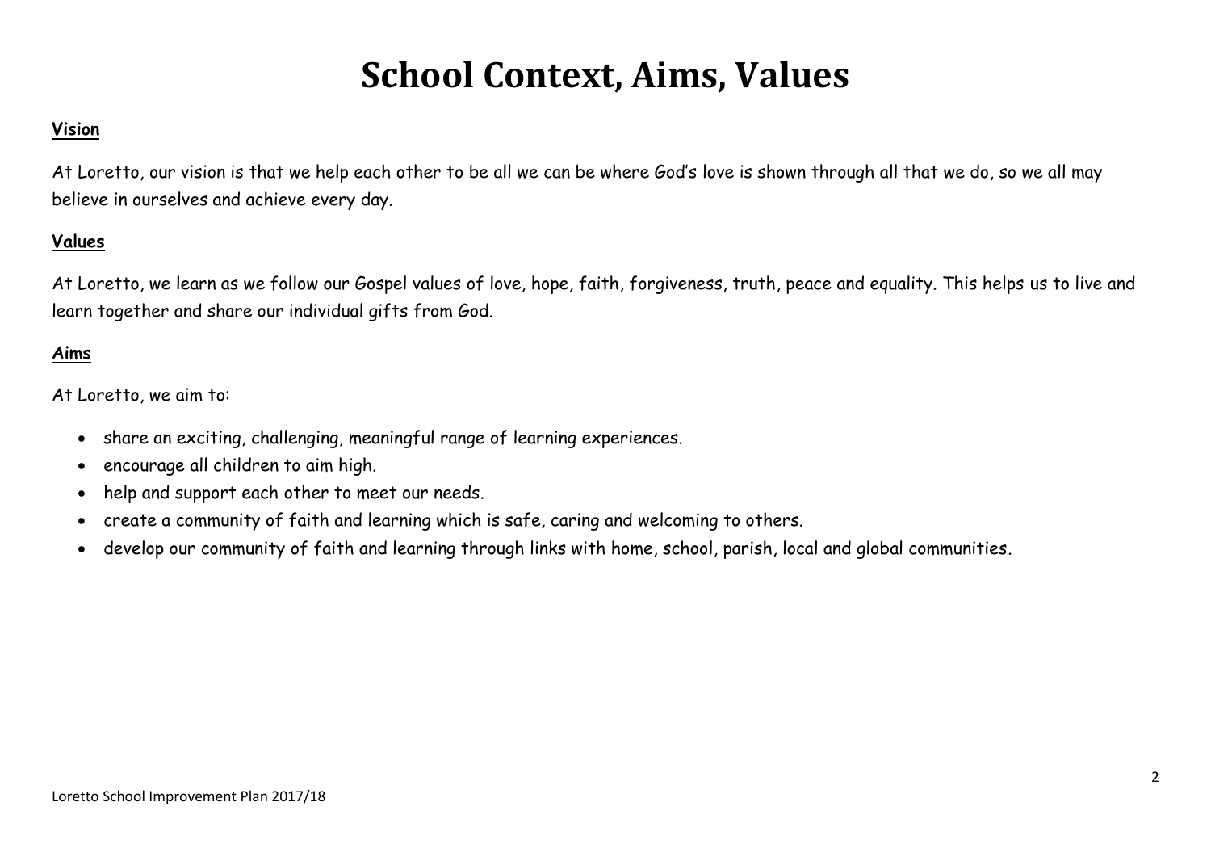# School Context, Aims, Values

**Vision**

At Loretto, our vision is that we help each other to be all we can be where God's love is shown through all that we do, so we all may believe in ourselves and achieve every day.

**Values**

At Loretto, we learn as we follow our Gospel values of love, hope, faith, forgiveness, truth, peace and equality. This helps us to live and learn together and share our individual gifts from God.

**Aims**

At Loretto, we aim to:

- share an exciting, challenging, meaningful range of learning experiences.
- encourage all children to aim high.
- help and support each other to meet our needs.
- create a community of faith and learning which is safe, caring and welcoming to others.
- develop our community of faith and learning through links with home, school, parish, local and global communities.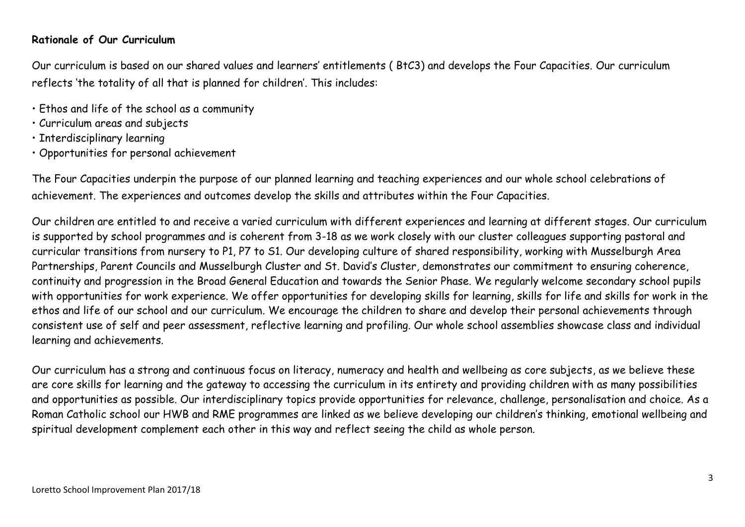**Rationale of Our Curriculum**

Our curriculum is based on our shared values and learners' entitlements ( BtC3) and develops the Four Capacities. Our curriculum reflects 'the totality of all that is planned for children'. This includes:

- Ethos and life of the school as a community
- Curriculum areas and subjects
- Interdisciplinary learning
- Opportunities for personal achievement

The Four Capacities underpin the purpose of our planned learning and teaching experiences and our whole school celebrations of achievement. The experiences and outcomes develop the skills and attributes within the Four Capacities.

Our children are entitled to and receive a varied curriculum with different experiences and learning at different stages. Our curriculum is supported by school programmes and is coherent from 3-18 as we work closely with our cluster colleagues supporting pastoral and curricular transitions from nursery to P1, P7 to S1. Our developing culture of shared responsibility, working with Musselburgh Area Partnerships, Parent Councils and Musselburgh Cluster and St. David's Cluster, demonstrates our commitment to ensuring coherence, continuity and progression in the Broad General Education and towards the Senior Phase. We regularly welcome secondary school pupils with opportunities for work experience. We offer opportunities for developing skills for learning, skills for life and skills for work in the ethos and life of our school and our curriculum. We encourage the children to share and develop their personal achievements through consistent use of self and peer assessment, reflective learning and profiling. Our whole school assemblies showcase class and individual learning and achievements.

Our curriculum has a strong and continuous focus on literacy, numeracy and health and wellbeing as core subjects, as we believe these are core skills for learning and the gateway to accessing the curriculum in its entirety and providing children with as many possibilities and opportunities as possible. Our interdisciplinary topics provide opportunities for relevance, challenge, personalisation and choice. As a Roman Catholic school our HWB and RME programmes are linked as we believe developing our children's thinking, emotional wellbeing and spiritual development complement each other in this way and reflect seeing the child as whole person.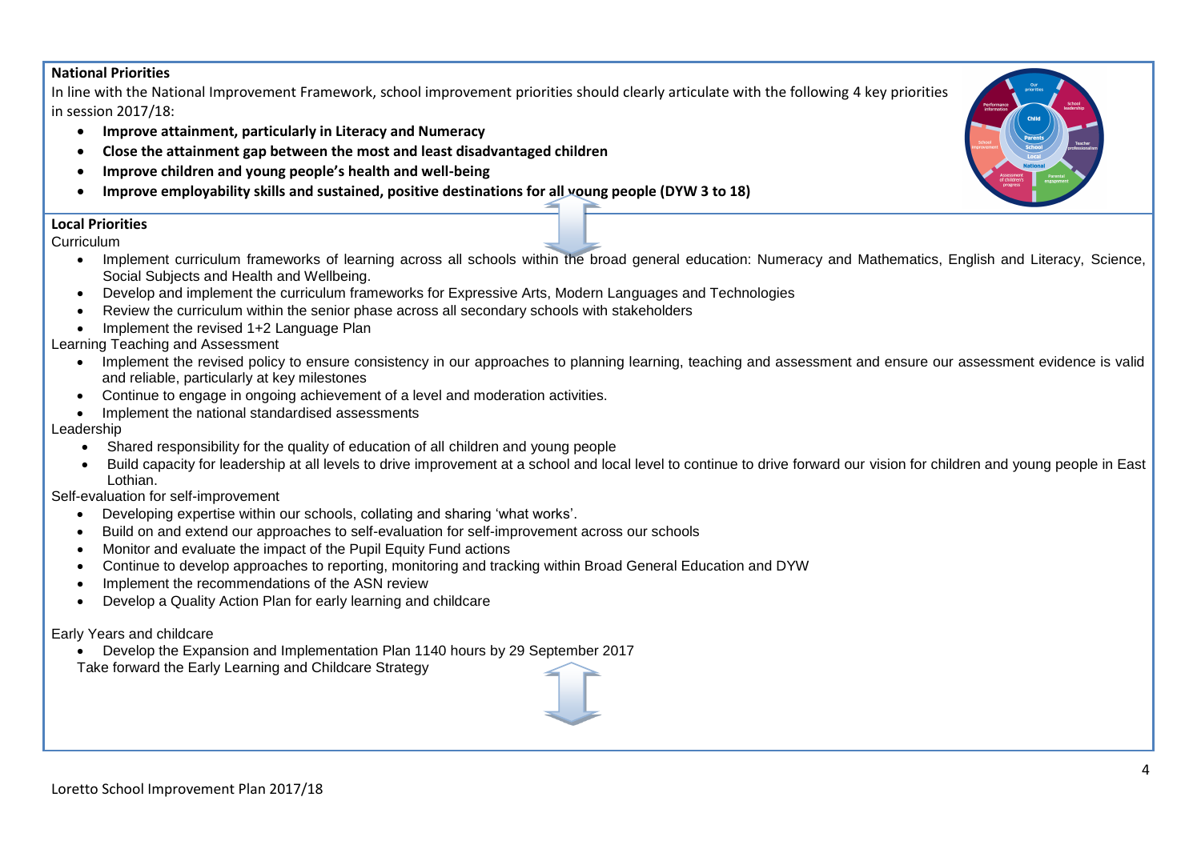**National Priorities**

In line with the National Improvement Framework, school improvement priorities should clearly articulate with the following 4 key priorities in session 2017/18:

- **Improve attainment, particularly in Literacy and Numeracy**
- **Close the attainment gap between the most and least disadvantaged children**
- **Improve children and young people's health and well-being**
- **Improve employability skills and sustained, positive destinations for all young people (DYW 3 to 18)**

**Local Priorities**

Curriculum

- Implement curriculum frameworks of learning across all schools within the broad general education: Numeracy and Mathematics, English and Literacy, Science, Social Subjects and Health and Wellbeing.
- Develop and implement the curriculum frameworks for Expressive Arts, Modern Languages and Technologies
- Review the curriculum within the senior phase across all secondary schools with stakeholders
- Implement the revised 1+2 Language Plan

Learning Teaching and Assessment

- Implement the revised policy to ensure consistency in our approaches to planning learning, teaching and assessment and ensure our assessment evidence is valid and reliable, particularly at key milestones
- Continue to engage in ongoing achievement of a level and moderation activities.
- Implement the national standardised assessments

Leadership

- Shared responsibility for the quality of education of all children and young people
- Build capacity for leadership at all levels to drive improvement at a school and local level to continue to drive forward our vision for children and young people in East Lothian.

Self-evaluation for self-improvement

- Developing expertise within our schools, collating and sharing 'what works'.
- Build on and extend our approaches to self-evaluation for self-improvement across our schools
- Monitor and evaluate the impact of the Pupil Equity Fund actions
- Continue to develop approaches to reporting, monitoring and tracking within Broad General Education and DYW
- Implement the recommendations of the ASN review
- Develop a Quality Action Plan for early learning and childcare

Early Years and childcare

- Develop the Expansion and Implementation Plan 1140 hours by 29 September 2017

Take forward the Early Learning and Childcare Strategy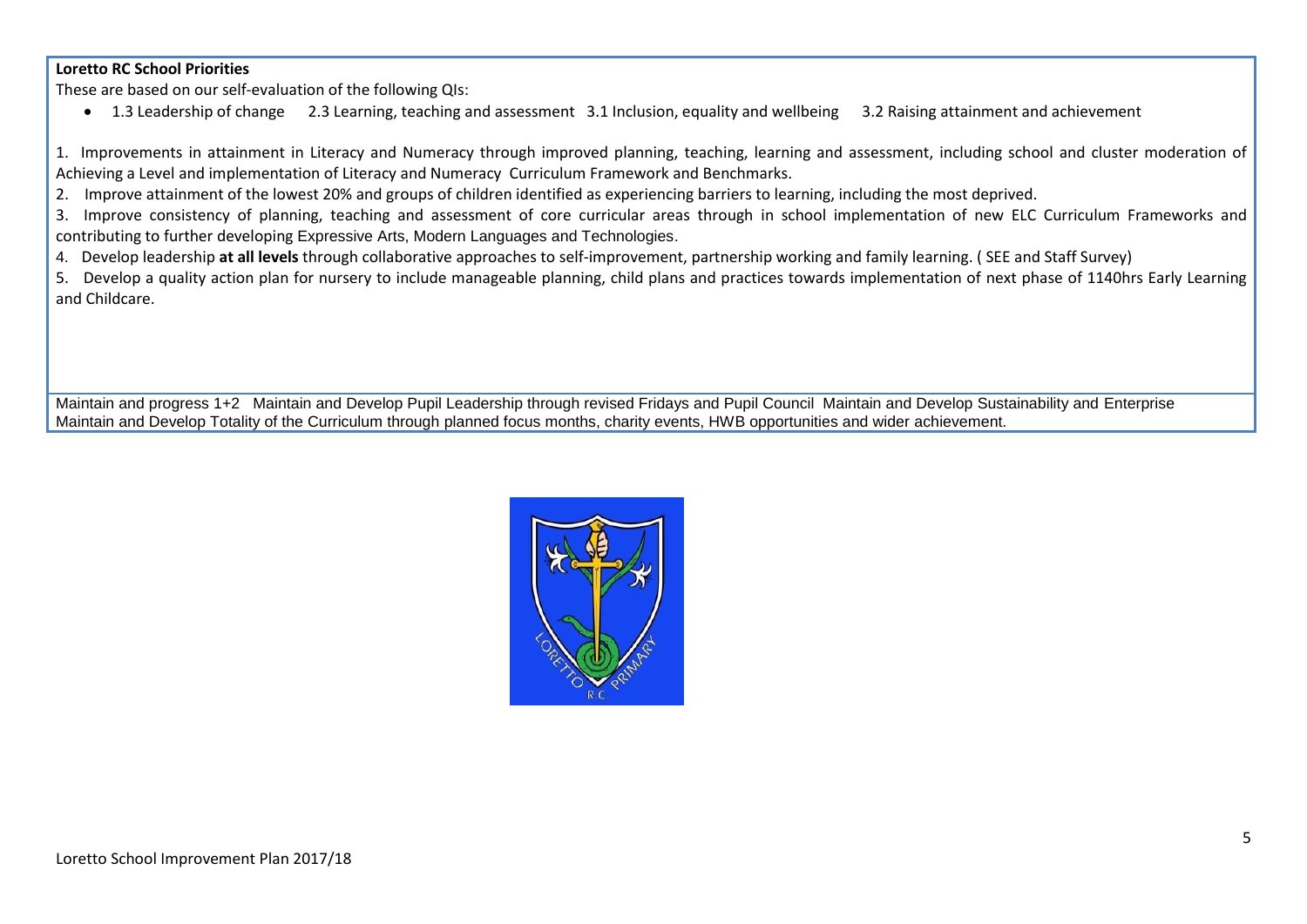**Loretto RC School Priorities**

These are based on our self-evaluation of the following QIs:

- 1.3 Leadership of change   2.3 Learning, teaching and assessment   3.1 Inclusion, equality and wellbeing   3.2 Raising attainment and achievement

1. Improvements in attainment in Literacy and Numeracy through improved planning, teaching, learning and assessment, including school and cluster moderation of Achieving a Level and implementation of Literacy and Numeracy Curriculum Framework and Benchmarks.
2. Improve attainment of the lowest 20% and groups of children identified as experiencing barriers to learning, including the most deprived.
3. Improve consistency of planning, teaching and assessment of core curricular areas through in school implementation of new ELC Curriculum Frameworks and contributing to further developing Expressive Arts, Modern Languages and Technologies.
4. Develop leadership **at all levels** through collaborative approaches to self-improvement, partnership working and family learning. ( SEE and Staff Survey)
5. Develop a quality action plan for nursery to include manageable planning, child plans and practices towards implementation of next phase of 1140hrs Early Learning and Childcare.

Maintain and progress 1+2   Maintain and Develop Pupil Leadership through revised Fridays and Pupil Council   Maintain and Develop Sustainability and Enterprise
Maintain and Develop Totality of the Curriculum through planned focus months, charity events, HWB opportunities and wider achievement.

Loretto School Improvement Plan 2017/18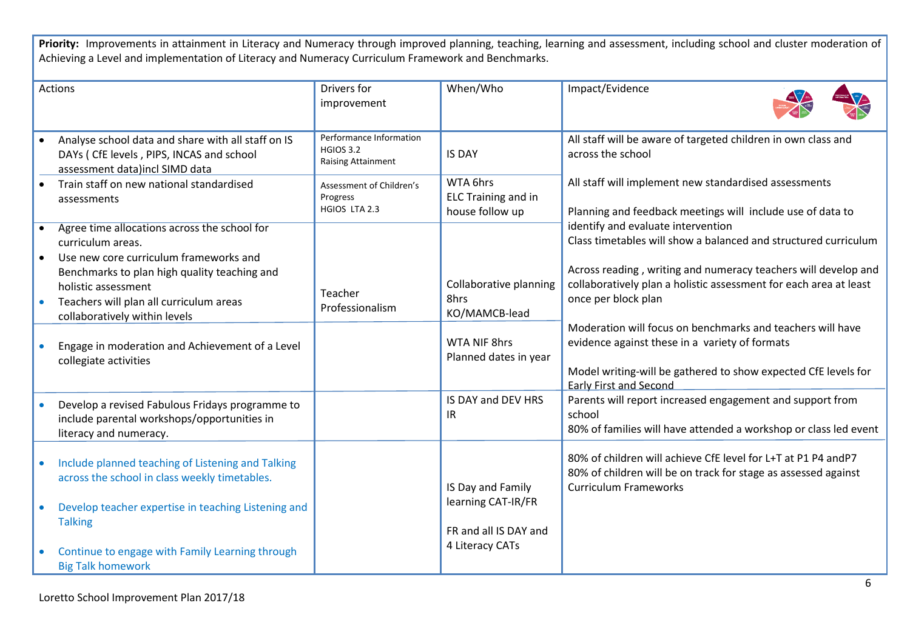**Priority:** Improvements in attainment in Literacy and Numeracy through improved planning, teaching, learning and assessment, including school and cluster moderation of Achieving a Level and implementation of Literacy and Numeracy Curriculum Framework and Benchmarks.

| Actions | Drivers for improvement | When/Who | Impact/Evidence |
|---|---|---|---|
| • Analyse school data and share with all staff on IS DAYs ( CfE levels , PIPS, INCAS and school assessment data)incl SIMD data | Performance Information HGIOS 3.2 Raising Attainment | IS DAY | All staff will be aware of targeted children in own class and across the school |
| • Train staff on new national standardised assessments | Assessment of Children's Progress HGIOS LTA 2.3 | WTA 6hrs ELC Training and in house follow up | All staff will implement new standardised assessments<br><br>Planning and feedback meetings will include use of data to identify and evaluate intervention |
| • Agree time allocations across the school for curriculum areas.<br>• Use new core curriculum frameworks and Benchmarks to plan high quality teaching and holistic assessment<br>• Teachers will plan all curriculum areas collaboratively within levels | Teacher Professionalism | Collaborative planning 8hrs KO/MAMCB-lead | Class timetables will show a balanced and structured curriculum<br><br>Across reading , writing and numeracy teachers will develop and collaboratively plan a holistic assessment for each area at least once per block plan |
| • Engage in moderation and Achievement of a Level collegiate activities | | WTA NIF 8hrs Planned dates in year | Moderation will focus on benchmarks and teachers will have evidence against these in a variety of formats<br><br>Model writing-will be gathered to show expected CfE levels for Early First and Second |
| • Develop a revised Fabulous Fridays programme to include parental workshops/opportunities in literacy and numeracy. | | IS DAY and DEV HRS IR | Parents will report increased engagement and support from school<br>80% of families will have attended a workshop or class led event |
| • Include planned teaching of Listening and Talking across the school in class weekly timetables.<br><br>• Develop teacher expertise in teaching Listening and Talking<br><br>• Continue to engage with Family Learning through Big Talk homework | | IS Day and Family learning CAT-IR/FR<br><br>FR and all IS DAY and 4 Literacy CATs | 80% of children will achieve CfE level for L+T at P1 P4 andP7<br>80% of children will be on track for stage as assessed against Curriculum Frameworks |

Loretto School Improvement Plan 2017/18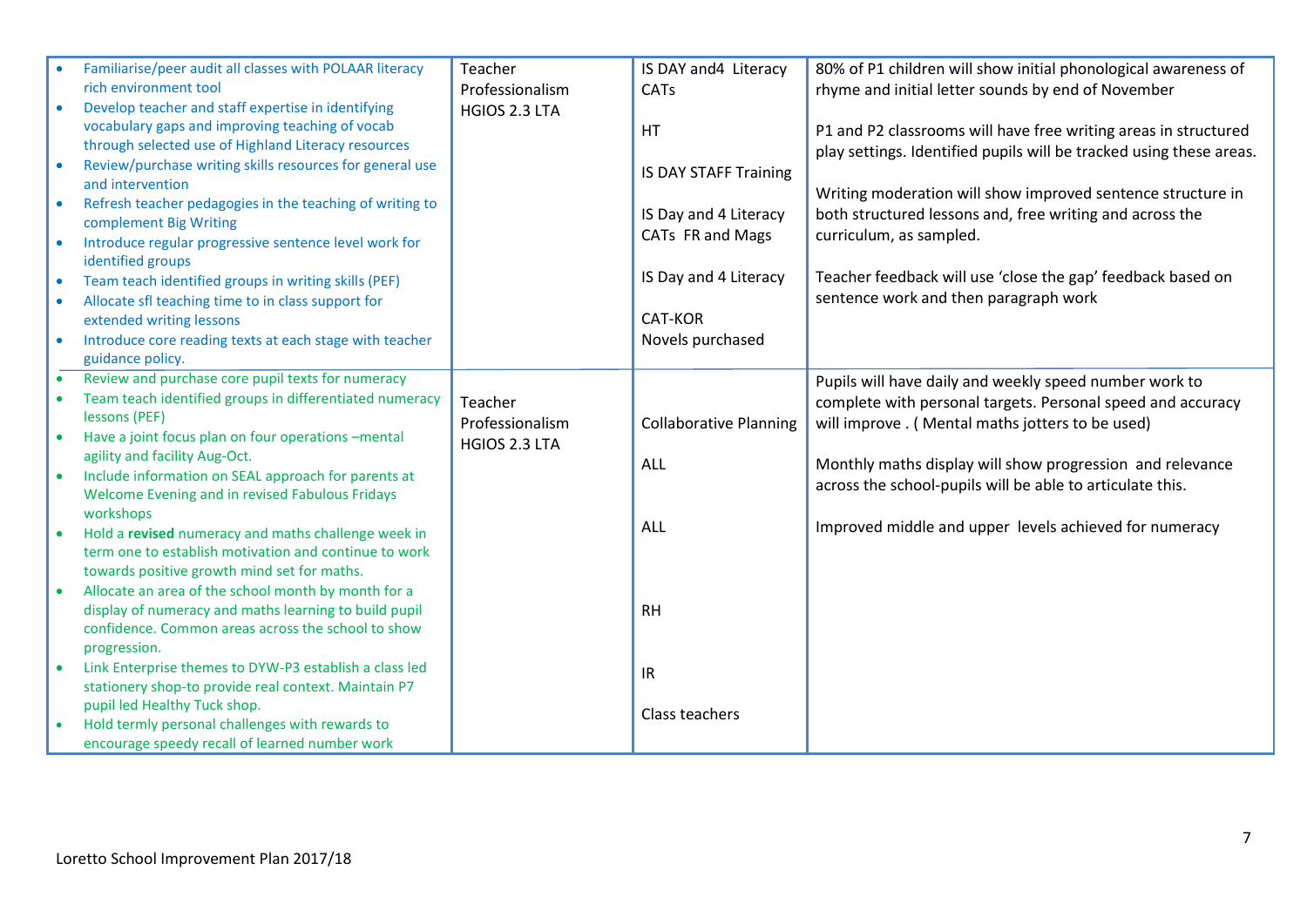| | | | |
|---|---|---|---|
| • Familiarise/peer audit all classes with POLAAR literacy rich environment tool<br>• Develop teacher and staff expertise in identifying vocabulary gaps and improving teaching of vocab through selected use of Highland Literacy resources<br>• Review/purchase writing skills resources for general use and intervention<br>• Refresh teacher pedagogies in the teaching of writing to complement Big Writing<br>• Introduce regular progressive sentence level work for identified groups<br>• Team teach identified groups in writing skills (PEF)<br>• Allocate sfl teaching time to in class support for extended writing lessons<br>• Introduce core reading texts at each stage with teacher guidance policy. | Teacher Professionalism HGIOS 2.3 LTA | IS DAY and4 Literacy CATs<br><br>HT<br><br>IS DAY STAFF Training<br><br>IS Day and 4 Literacy CATs FR and Mags<br><br>IS Day and 4 Literacy<br><br>CAT-KOR<br>Novels purchased | 80% of P1 children will show initial phonological awareness of rhyme and initial letter sounds by end of November<br><br>P1 and P2 classrooms will have free writing areas in structured play settings. Identified pupils will be tracked using these areas.<br><br>Writing moderation will show improved sentence structure in both structured lessons and, free writing and across the curriculum, as sampled.<br><br>Teacher feedback will use 'close the gap' feedback based on sentence work and then paragraph work |
| • Review and purchase core pupil texts for numeracy<br>• Team teach identified groups in differentiated numeracy lessons (PEF)<br>• Have a joint focus plan on four operations –mental agility and facility Aug-Oct.<br>• Include information on SEAL approach for parents at Welcome Evening and in revised Fabulous Fridays workshops<br>• Hold a **revised** numeracy and maths challenge week in term one to establish motivation and continue to work towards positive growth mind set for maths.<br>• Allocate an area of the school month by month for a display of numeracy and maths learning to build pupil confidence. Common areas across the school to show progression.<br>• Link Enterprise themes to DYW-P3 establish a class led stationery shop-to provide real context. Maintain P7 pupil led Healthy Tuck shop.<br>• Hold termly personal challenges with rewards to encourage speedy recall of learned number work | Teacher Professionalism HGIOS 2.3 LTA | Collaborative Planning<br><br>ALL<br><br>ALL<br><br>RH<br><br>IR<br><br>Class teachers | Pupils will have daily and weekly speed number work to complete with personal targets. Personal speed and accuracy will improve . ( Mental maths jotters to be used)<br><br>Monthly maths display will show progression and relevance across the school-pupils will be able to articulate this.<br><br>Improved middle and upper levels achieved for numeracy |

Loretto School Improvement Plan 2017/18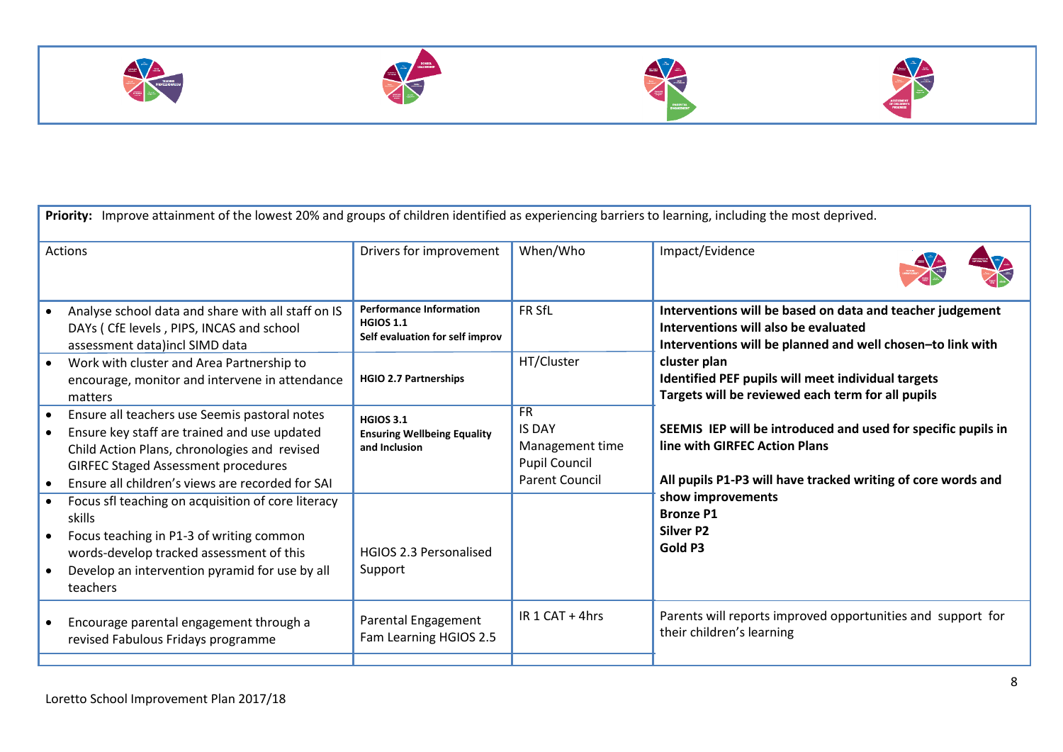**Priority:** Improve attainment of the lowest 20% and groups of children identified as experiencing barriers to learning, including the most deprived.

| Actions | Drivers for improvement | When/Who | Impact/Evidence |
|---|---|---|---|
| • Analyse school data and share with all staff on IS DAYs ( CfE levels , PIPS, INCAS and school assessment data)incl SIMD data | **Performance Information HGIOS 1.1 Self evaluation for self improv** | FR SfL | **Interventions will be based on data and teacher judgement** **Interventions will also be evaluated** **Interventions will be planned and well chosen–to link with cluster plan** **Identified PEF pupils will meet individual targets** **Targets will be reviewed each term for all pupils** |
| • Work with cluster and Area Partnership to encourage, monitor and intervene in attendance matters | **HGIO 2.7 Partnerships** | HT/Cluster | |
| • Ensure all teachers use Seemis pastoral notes • Ensure key staff are trained and use updated Child Action Plans, chronologies and revised GIRFEC Staged Assessment procedures • Ensure all children's views are recorded for SAI | **HGIOS 3.1 Ensuring Wellbeing Equality and Inclusion** | FR IS DAY Management time Pupil Council Parent Council | **SEEMIS IEP will be introduced and used for specific pupils in line with GIRFEC Action Plans** **All pupils P1-P3 will have tracked writing of core words and show improvements** **Bronze P1** **Silver P2** **Gold P3** |
| • Focus sfl teaching on acquisition of core literacy skills • Focus teaching in P1-3 of writing common words-develop tracked assessment of this • Develop an intervention pyramid for use by all teachers | HGIOS 2.3 Personalised Support | | |
| • Encourage parental engagement through a revised Fabulous Fridays programme | Parental Engagement Fam Learning HGIOS 2.5 | IR 1 CAT + 4hrs | Parents will reports improved opportunities and support for their children's learning |

Loretto School Improvement Plan 2017/18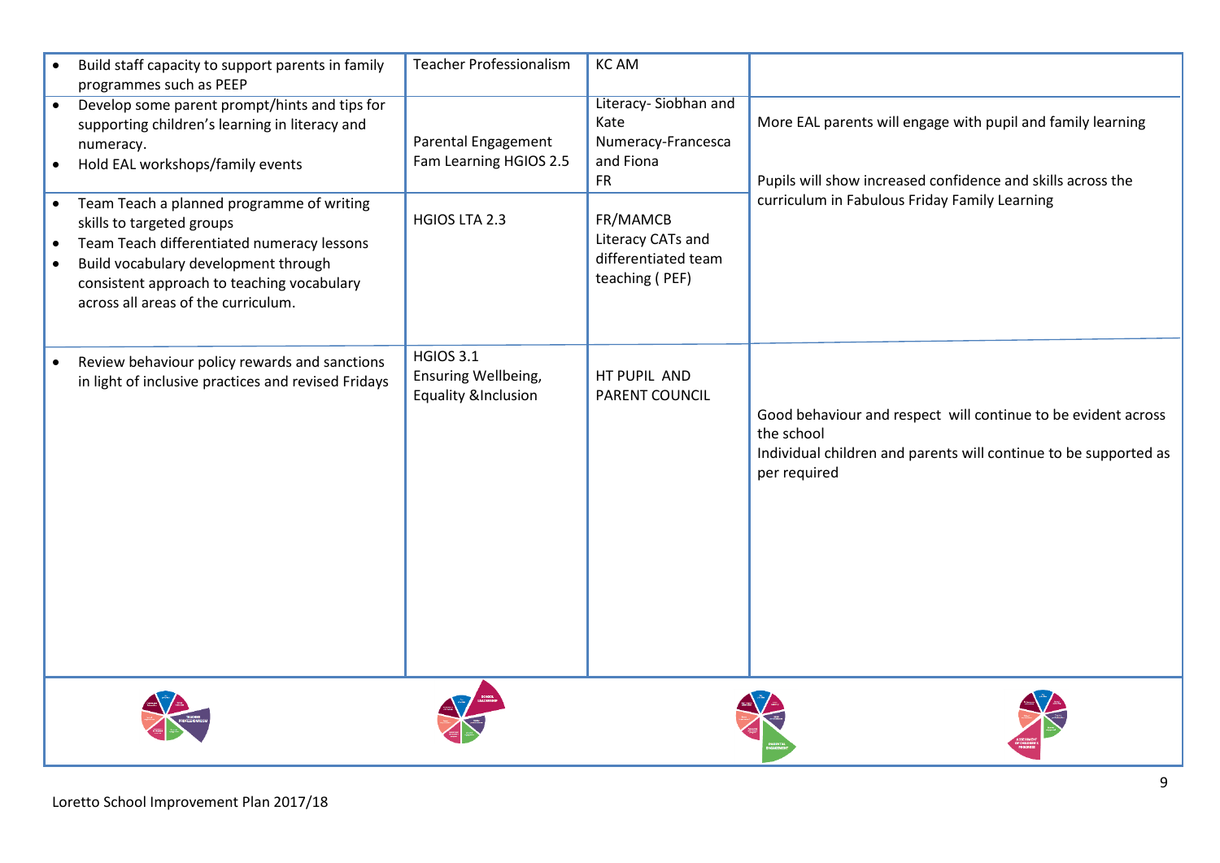| | | | |
|---|---|---|---|
| • Build staff capacity to support parents in family programmes such as PEEP | Teacher Professionalism | KC AM | |
| • Develop some parent prompt/hints and tips for supporting children's learning in literacy and numeracy.<br>• Hold EAL workshops/family events | Parental Engagement Fam Learning HGIOS 2.5 | Literacy- Siobhan and Kate<br>Numeracy-Francesca and Fiona<br>FR | More EAL parents will engage with pupil and family learning<br><br>Pupils will show increased confidence and skills across the curriculum in Fabulous Friday Family Learning |
| • Team Teach a planned programme of writing skills to targeted groups<br>• Team Teach differentiated numeracy lessons<br>• Build vocabulary development through consistent approach to teaching vocabulary across all areas of the curriculum. | HGIOS LTA 2.3 | FR/MAMCB<br>Literacy CATs and differentiated team teaching ( PEF) | |
| • Review behaviour policy rewards and sanctions in light of inclusive practices and revised Fridays | HGIOS 3.1<br>Ensuring Wellbeing, Equality &Inclusion | HT PUPIL AND PARENT COUNCIL | Good behaviour and respect will continue to be evident across the school<br>Individual children and parents will continue to be supported as per required |

Loretto School Improvement Plan 2017/18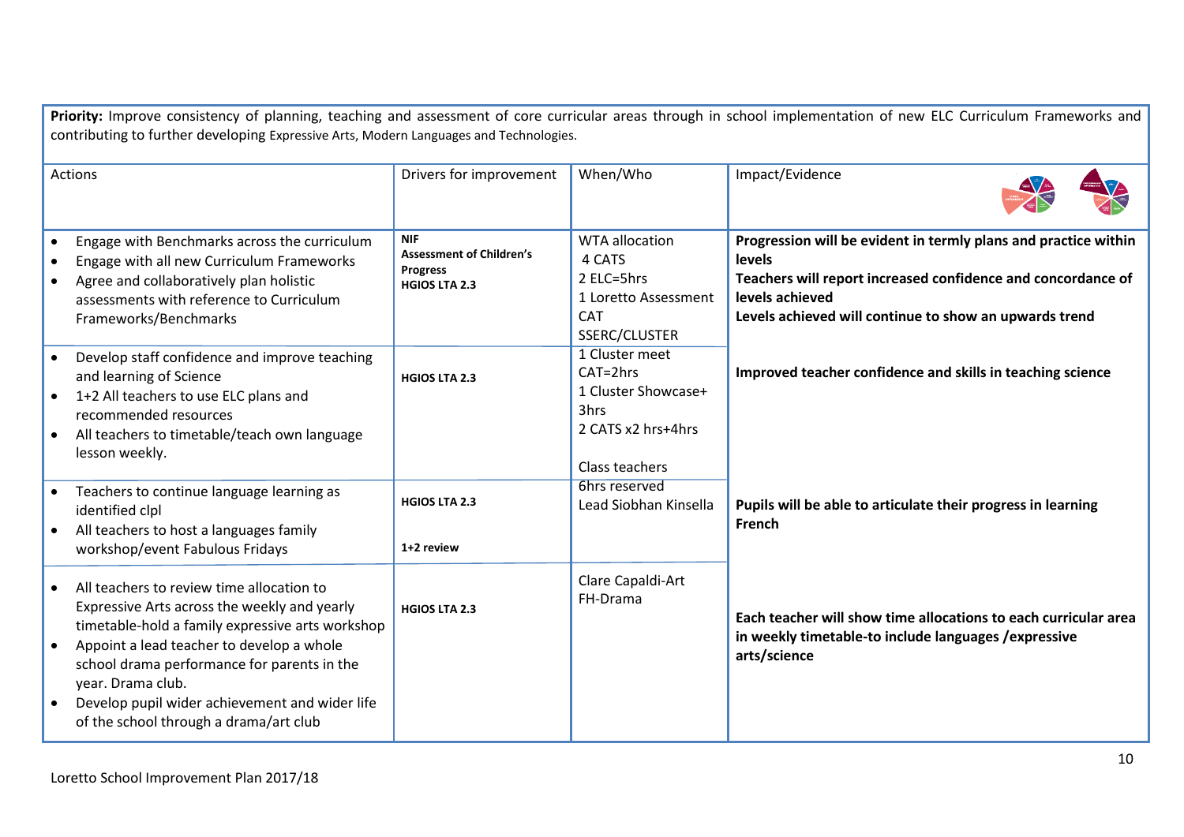**Priority:** Improve consistency of planning, teaching and assessment of core curricular areas through in school implementation of new ELC Curriculum Frameworks and contributing to further developing Expressive Arts, Modern Languages and Technologies.

| Actions | Drivers for improvement | When/Who | Impact/Evidence |
|---|---|---|---|
| • Engage with Benchmarks across the curriculum<br>• Engage with all new Curriculum Frameworks<br>• Agree and collaboratively plan holistic assessments with reference to Curriculum Frameworks/Benchmarks | **NIF**<br>**Assessment of Children's Progress**<br>**HGIOS LTA 2.3** | WTA allocation<br>4 CATS<br>2 ELC=5hrs<br>1 Loretto Assessment CAT<br>SSERC/CLUSTER | **Progression will be evident in termly plans and practice within levels**<br>**Teachers will report increased confidence and concordance of levels achieved**<br>**Levels achieved will continue to show an upwards trend** |
| • Develop staff confidence and improve teaching and learning of Science<br>• 1+2 All teachers to use ELC plans and recommended resources<br>• All teachers to timetable/teach own language lesson weekly. | **HGIOS LTA 2.3** | 1 Cluster meet CAT=2hrs<br>1 Cluster Showcase+ 3hrs<br>2 CATS x2 hrs+4hrs<br><br>Class teachers | **Improved teacher confidence and skills in teaching science** |
| • Teachers to continue language learning as identified clpl<br>• All teachers to host a languages family workshop/event Fabulous Fridays | **HGIOS LTA 2.3**<br><br>**1+2 review** | 6hrs reserved<br>Lead Siobhan Kinsella | **Pupils will be able to articulate their progress in learning French** |
| • All teachers to review time allocation to Expressive Arts across the weekly and yearly timetable-hold a family expressive arts workshop<br>• Appoint a lead teacher to develop a whole school drama performance for parents in the year. Drama club.<br>• Develop pupil wider achievement and wider life of the school through a drama/art club | **HGIOS LTA 2.3** | Clare Capaldi-Art<br>FH-Drama | **Each teacher will show time allocations to each curricular area in weekly timetable-to include languages /expressive arts/science** |

Loretto School Improvement Plan 2017/18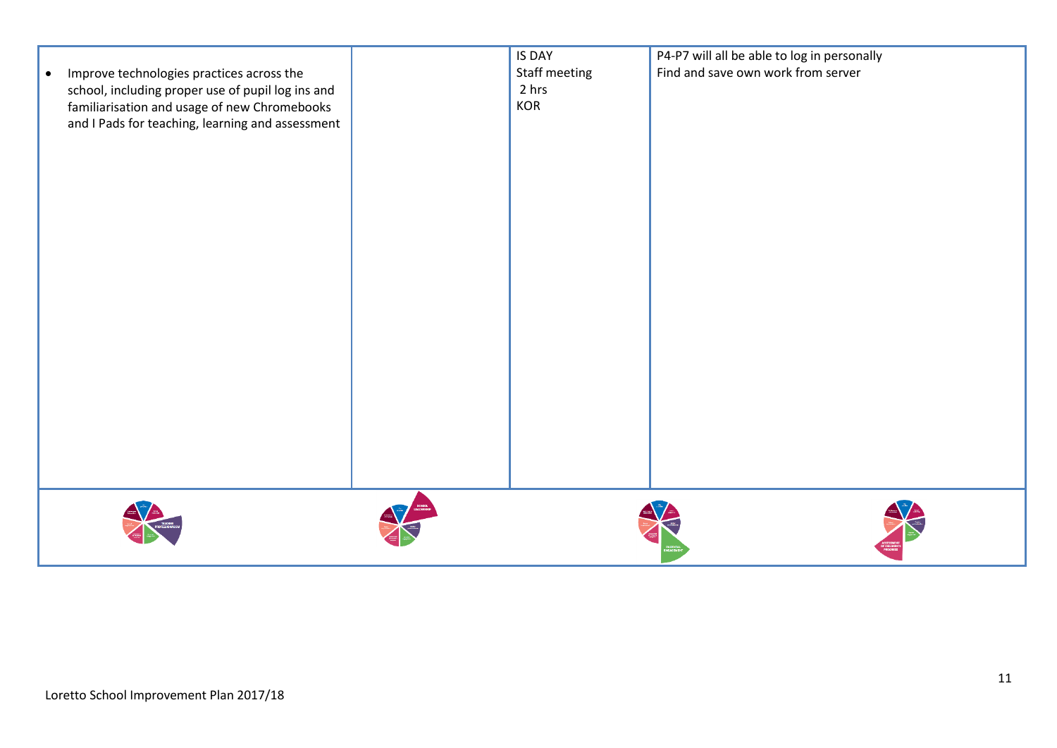| | | | |
|---|---|---|---|
| • Improve technologies practices across the school, including proper use of pupil log ins and familiarisation and usage of new Chromebooks and I Pads for teaching, learning and assessment | | IS DAY<br>Staff meeting<br>2 hrs<br>KOR | P4-P7 will all be able to log in personally<br>Find and save own work from server |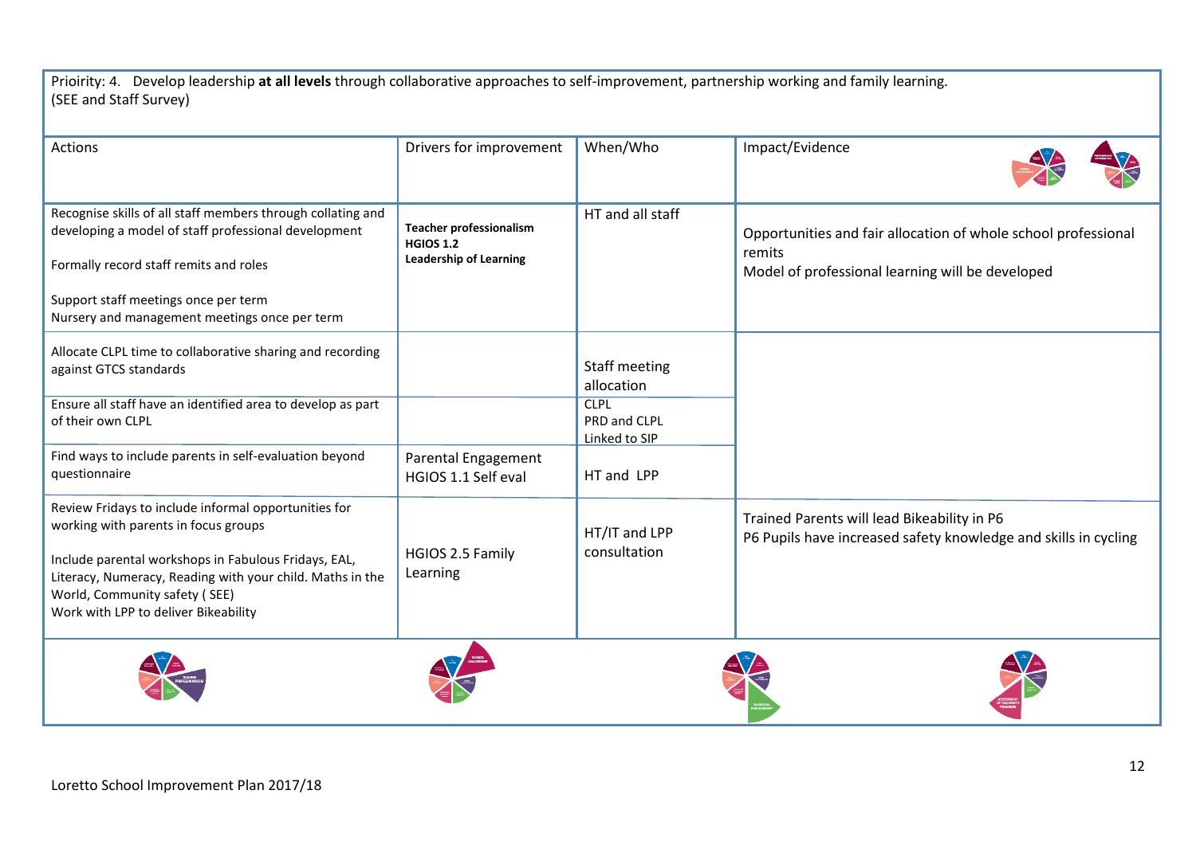Prioirity: 4. Develop leadership **at all levels** through collaborative approaches to self-improvement, partnership working and family learning.
(SEE and Staff Survey)

| Actions | Drivers for improvement | When/Who | Impact/Evidence |
|---|---|---|---|
| Recognise skills of all staff members through collating and developing a model of staff professional development<br><br>Formally record staff remits and roles<br><br>Support staff meetings once per term<br>Nursery and management meetings once per term | **Teacher professionalism**<br>**HGIOS 1.2**<br>**Leadership of Learning** | HT and all staff | Opportunities and fair allocation of whole school professional remits<br>Model of professional learning will be developed |
| Allocate CLPL time to collaborative sharing and recording against GTCS standards | | Staff meeting allocation | |
| Ensure all staff have an identified area to develop as part of their own CLPL | | CLPL<br>PRD and CLPL<br>Linked to SIP | |
| Find ways to include parents in self-evaluation beyond questionnaire | Parental Engagement<br>HGIOS 1.1 Self eval | HT and LPP | |
| Review Fridays to include informal opportunities for working with parents in focus groups<br><br>Include parental workshops in Fabulous Fridays, EAL, Literacy, Numeracy, Reading with your child. Maths in the World, Community safety ( SEE)<br>Work with LPP to deliver Bikeability | HGIOS 2.5 Family Learning | HT/IT and LPP consultation | Trained Parents will lead Bikeability in P6<br>P6 Pupils have increased safety knowledge and skills in cycling |

Loretto School Improvement Plan 2017/18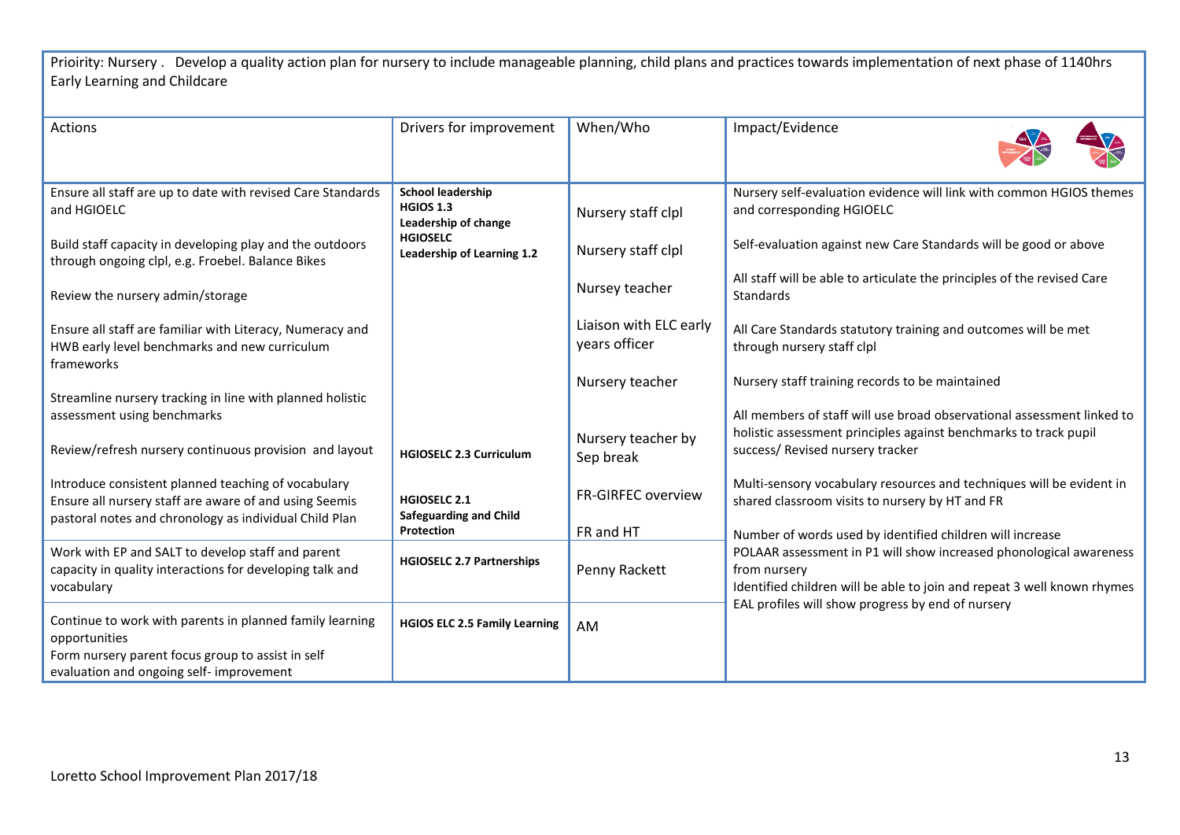Prioirity: Nursery . Develop a quality action plan for nursery to include manageable planning, child plans and practices towards implementation of next phase of 1140hrs Early Learning and Childcare

| Actions | Drivers for improvement | When/Who | Impact/Evidence |
|---|---|---|---|
| Ensure all staff are up to date with revised Care Standards and HGIOELC<br><br>Build staff capacity in developing play and the outdoors through ongoing clpl, e.g. Froebel. Balance Bikes<br><br>Review the nursery admin/storage<br><br>Ensure all staff are familiar with Literacy, Numeracy and HWB early level benchmarks and new curriculum frameworks<br><br>Streamline nursery tracking in line with planned holistic assessment using benchmarks<br><br>Review/refresh nursery continuous provision and layout<br><br>Introduce consistent planned teaching of vocabulary<br>Ensure all nursery staff are aware of and using Seemis pastoral notes and chronology as individual Child Plan | **School leadership**<br>**HGIOS 1.3**<br>**Leadership of change**<br>**HGIOSELC**<br>**Leadership of Learning 1.2**<br><br>**HGIOSELC 2.3 Curriculum**<br><br>**HGIOSELC 2.1**<br>**Safeguarding and Child Protection** | Nursery staff clpl<br><br>Nursery staff clpl<br><br>Nursey teacher<br><br>Liaison with ELC early years officer<br><br>Nursery teacher<br><br>Nursery teacher by Sep break<br><br>FR-GIRFEC overview<br><br>FR and HT | Nursery self-evaluation evidence will link with common HGIOS themes and corresponding HGIOELC<br><br>Self-evaluation against new Care Standards will be good or above<br><br>All staff will be able to articulate the principles of the revised Care Standards<br><br>All Care Standards statutory training and outcomes will be met through nursery staff clpl<br><br>Nursery staff training records to be maintained<br><br>All members of staff will use broad observational assessment linked to holistic assessment principles against benchmarks to track pupil success/ Revised nursery tracker<br><br>Multi-sensory vocabulary resources and techniques will be evident in shared classroom visits to nursery by HT and FR<br><br>Number of words used by identified children will increase<br>POLAAR assessment in P1 will show increased phonological awareness from nursery<br>Identified children will be able to join and repeat 3 well known rhymes<br>EAL profiles will show progress by end of nursery |
| Work with EP and SALT to develop staff and parent capacity in quality interactions for developing talk and vocabulary | **HGIOSELC 2.7 Partnerships** | Penny Rackett | |
| Continue to work with parents in planned family learning opportunities<br>Form nursery parent focus group to assist in self evaluation and ongoing self- improvement | **HGIOS ELC 2.5 Family Learning** | AM | |

Loretto School Improvement Plan 2017/18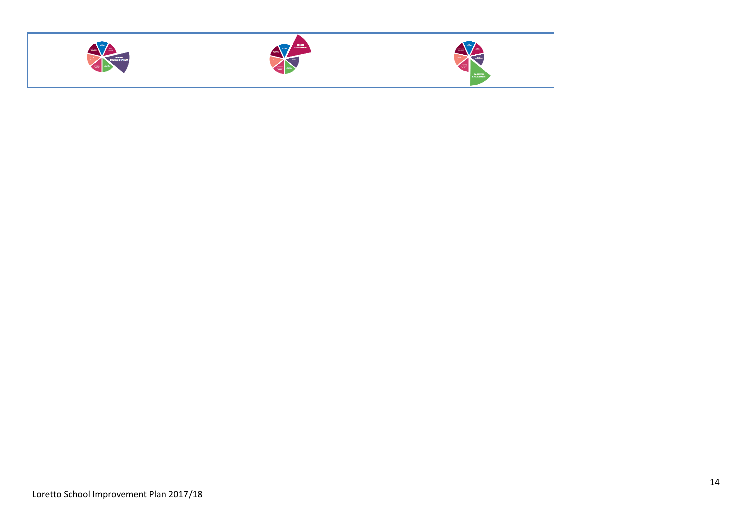| TEACHER PROFESSIONALISM | SCHOOL LEADERSHIP | PARENTAL ENGAGEMENT |
|---|---|---|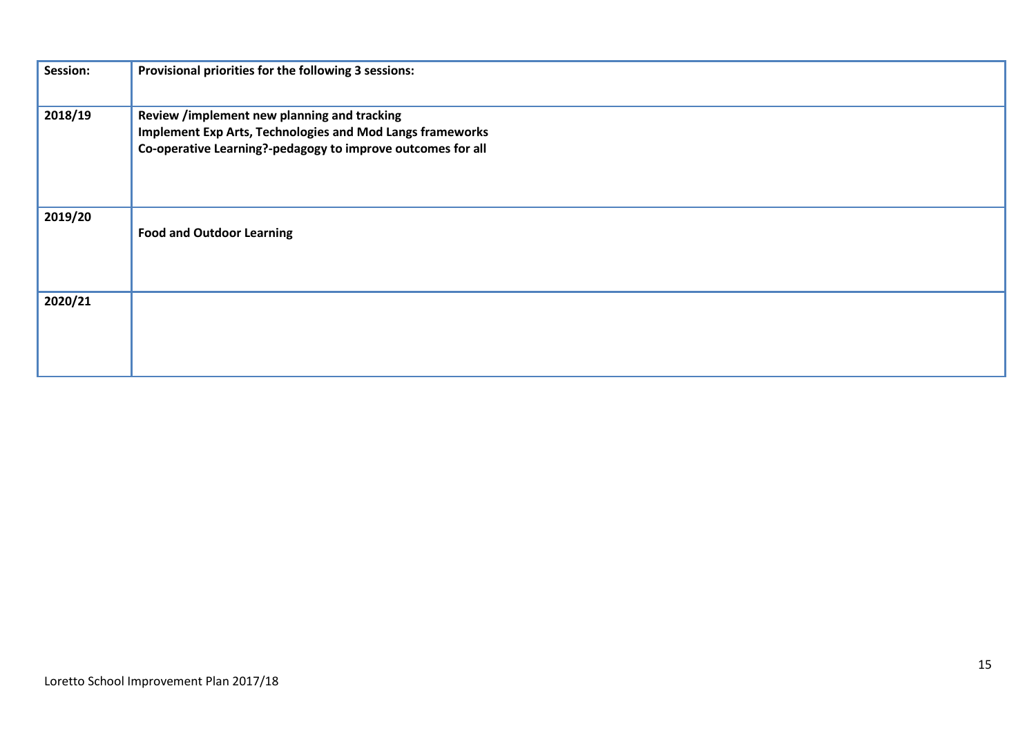| Session: | Provisional priorities for the following 3 sessions: |
|---|---|
| 2018/19 | **Review /implement new planning and tracking**<br>**Implement Exp Arts, Technologies and Mod Langs frameworks**<br>**Co-operative Learning?-pedagogy to improve outcomes for all** |
| 2019/20 | **Food and Outdoor Learning** |
| 2020/21 | |